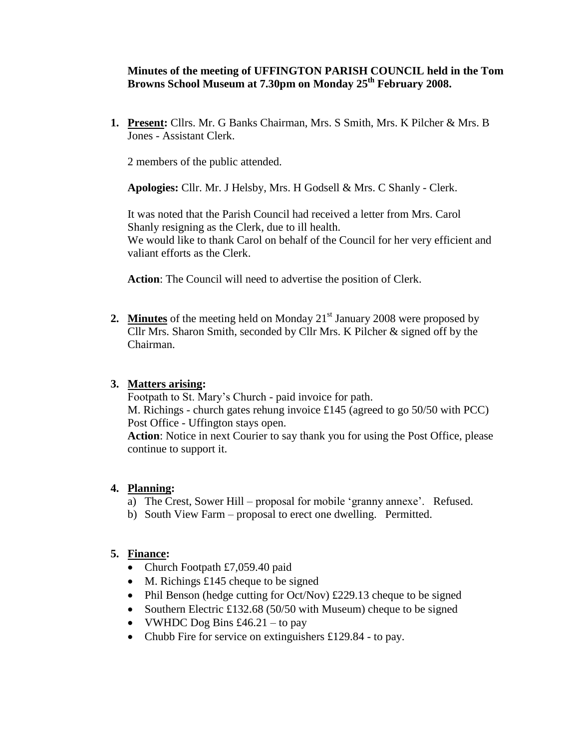**Minutes of the meeting of UFFINGTON PARISH COUNCIL held in the Tom Browns School Museum at 7.30pm on Monday 25th February 2008.**

1. **Present:** Cllrs. Mr. G Banks Chairman, Mrs. S Smith, Mrs. K Pilcher & Mrs. B Jones - Assistant Clerk.

   2 members of the public attended.

   **Apologies:** Cllr. Mr. J Helsby, Mrs. H Godsell & Mrs. C Shanly - Clerk.

   It was noted that the Parish Council had received a letter from Mrs. Carol Shanly resigning as the Clerk, due to ill health.
   We would like to thank Carol on behalf of the Council for her very efficient and valiant efforts as the Clerk.

   **Action**: The Council will need to advertise the position of Clerk.

2. **Minutes** of the meeting held on Monday 21st January 2008 were proposed by Cllr Mrs. Sharon Smith, seconded by Cllr Mrs. K Pilcher & signed off by the Chairman.

3. **Matters arising:**
   Footpath to St. Mary's Church - paid invoice for path.
   M. Richings - church gates rehung invoice £145 (agreed to go 50/50 with PCC)
   Post Office - Uffington stays open.
   **Action**: Notice in next Courier to say thank you for using the Post Office, please continue to support it.

4. **Planning:**
   a) The Crest, Sower Hill – proposal for mobile 'granny annexe'. Refused.
   b) South View Farm – proposal to erect one dwelling. Permitted.

5. **Finance:**
   - Church Footpath £7,059.40 paid
   - M. Richings £145 cheque to be signed
   - Phil Benson (hedge cutting for Oct/Nov) £229.13 cheque to be signed
   - Southern Electric £132.68 (50/50 with Museum) cheque to be signed
   - VWHDC Dog Bins £46.21 – to pay
   - Chubb Fire for service on extinguishers £129.84 - to pay.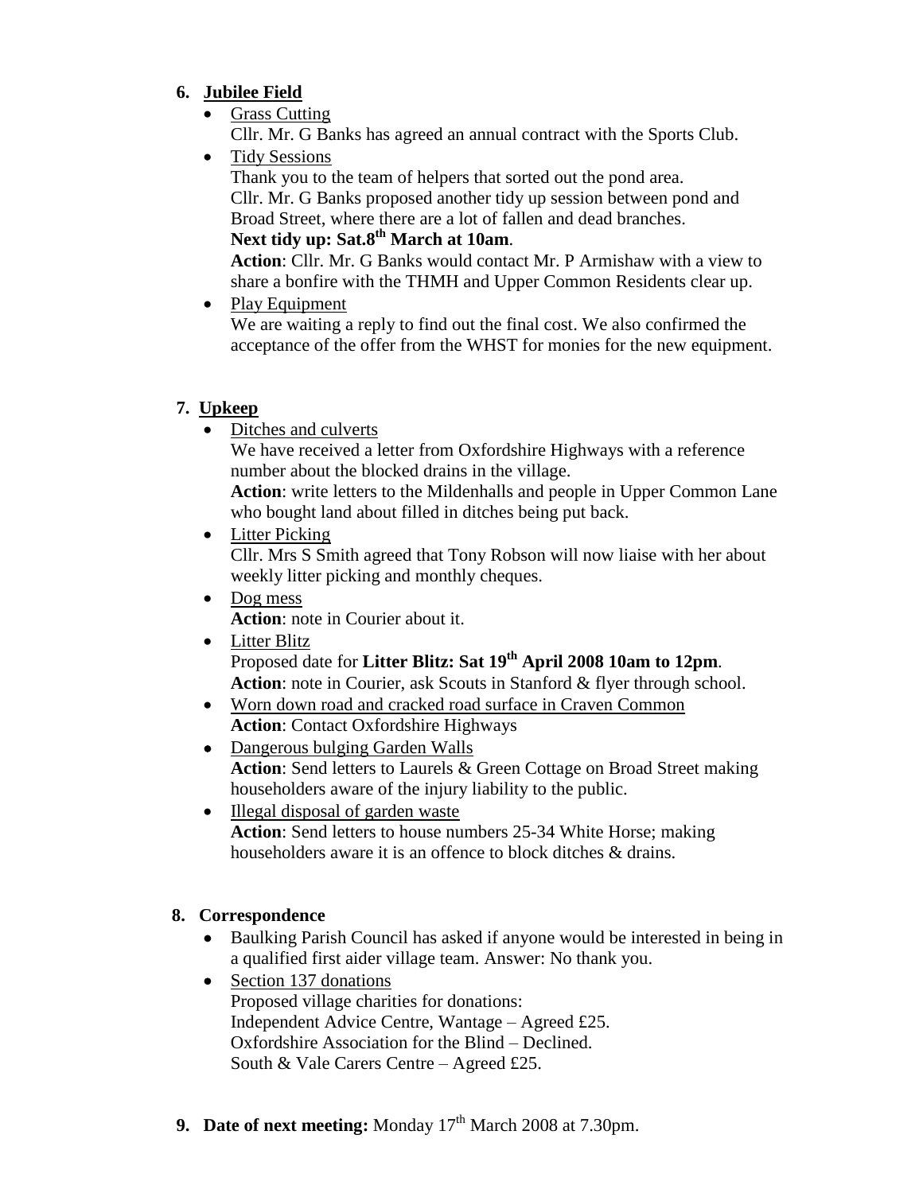6. **Jubilee Field**
    - Grass Cutting
      Cllr. Mr. G Banks has agreed an annual contract with the Sports Club.
    - Tidy Sessions
      Thank you to the team of helpers that sorted out the pond area.
      Cllr. Mr. G Banks proposed another tidy up session between pond and Broad Street, where there are a lot of fallen and dead branches.
      **Next tidy up: Sat.8th March at 10am**.
      **Action**: Cllr. Mr. G Banks would contact Mr. P Armishaw with a view to share a bonfire with the THMH and Upper Common Residents clear up.
    - Play Equipment
      We are waiting a reply to find out the final cost. We also confirmed the acceptance of the offer from the WHST for monies for the new equipment.

7. **Upkeep**
    - Ditches and culverts
      We have received a letter from Oxfordshire Highways with a reference number about the blocked drains in the village.
      **Action**: write letters to the Mildenhalls and people in Upper Common Lane who bought land about filled in ditches being put back.
    - Litter Picking
      Cllr. Mrs S Smith agreed that Tony Robson will now liaise with her about weekly litter picking and monthly cheques.
    - Dog mess
      **Action**: note in Courier about it.
    - Litter Blitz
      Proposed date for **Litter Blitz: Sat 19th April 2008 10am to 12pm**.
      **Action**: note in Courier, ask Scouts in Stanford & flyer through school.
    - Worn down road and cracked road surface in Craven Common
      **Action**: Contact Oxfordshire Highways
    - Dangerous bulging Garden Walls
      **Action**: Send letters to Laurels & Green Cottage on Broad Street making householders aware of the injury liability to the public.
    - Illegal disposal of garden waste
      **Action**: Send letters to house numbers 25-34 White Horse; making householders aware it is an offence to block ditches & drains.

8. **Correspondence**
    - Baulking Parish Council has asked if anyone would be interested in being in a qualified first aider village team. Answer: No thank you.
    - Section 137 donations
      Proposed village charities for donations:
      Independent Advice Centre, Wantage – Agreed £25.
      Oxfordshire Association for the Blind – Declined.
      South & Vale Carers Centre – Agreed £25.

9. **Date of next meeting:** Monday 17th March 2008 at 7.30pm.